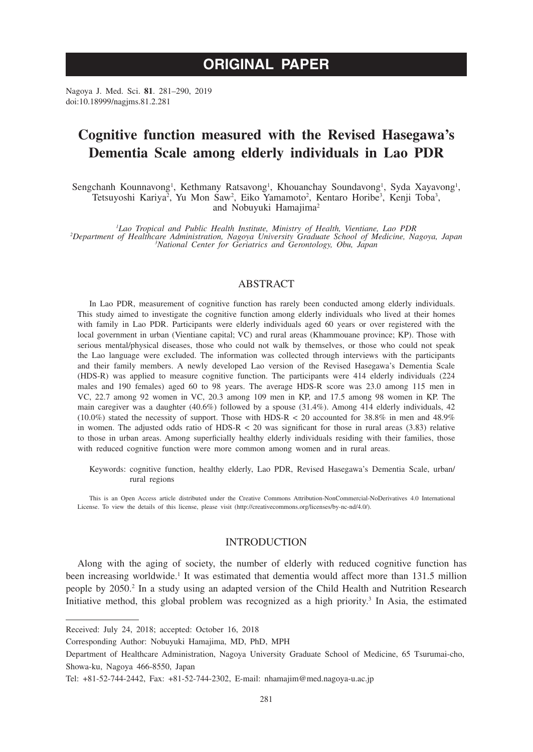# ORIGINAL PAPER

Nagoya J. Med. Sci. **81**. 281–290, 2019
doi:10.18999/nagjms.81.2.281

# Cognitive function measured with the Revised Hasegawa's Dementia Scale among elderly individuals in Lao PDR

Sengchanh Kounnavong[1], Kethmany Ratsavong[1], Khouanchay Soundavong[1], Syda Xayavong[1], Tetsuyoshi Kariya[2], Yu Mon Saw[2], Eiko Yamamoto[2], Kentaro Horibe[3], Kenji Toba[3], and Nobuyuki Hamajima[2]

[1]*Lao Tropical and Public Health Institute, Ministry of Health, Vientiane, Lao PDR*
[2]*Department of Healthcare Administration, Nagoya University Graduate School of Medicine, Nagoya, Japan*
[3]*National Center for Geriatrics and Gerontology, Obu, Japan*

## ABSTRACT

In Lao PDR, measurement of cognitive function has rarely been conducted among elderly individuals. This study aimed to investigate the cognitive function among elderly individuals who lived at their homes with family in Lao PDR. Participants were elderly individuals aged 60 years or over registered with the local government in urban (Vientiane capital; VC) and rural areas (Khammouane province; KP). Those with serious mental/physical diseases, those who could not walk by themselves, or those who could not speak the Lao language were excluded. The information was collected through interviews with the participants and their family members. A newly developed Lao version of the Revised Hasegawa's Dementia Scale (HDS-R) was applied to measure cognitive function. The participants were 414 elderly individuals (224 males and 190 females) aged 60 to 98 years. The average HDS-R score was 23.0 among 115 men in VC, 22.7 among 92 women in VC, 20.3 among 109 men in KP, and 17.5 among 98 women in KP. The main caregiver was a daughter (40.6%) followed by a spouse (31.4%). Among 414 elderly individuals, 42 (10.0%) stated the necessity of support. Those with HDS-R < 20 accounted for 38.8% in men and 48.9% in women. The adjusted odds ratio of HDS-R < 20 was significant for those in rural areas (3.83) relative to those in urban areas. Among superficially healthy elderly individuals residing with their families, those with reduced cognitive function were more common among women and in rural areas.

Keywords: cognitive function, healthy elderly, Lao PDR, Revised Hasegawa's Dementia Scale, urban/rural regions

This is an Open Access article distributed under the Creative Commons Attribution-NonCommercial-NoDerivatives 4.0 International License. To view the details of this license, please visit (http://creativecommons.org/licenses/by-nc-nd/4.0/).

## INTRODUCTION

Along with the aging of society, the number of elderly with reduced cognitive function has been increasing worldwide.[1] It was estimated that dementia would affect more than 131.5 million people by 2050.[2] In a study using an adapted version of the Child Health and Nutrition Research Initiative method, this global problem was recognized as a high priority.[3] In Asia, the estimated

---

Received: July 24, 2018; accepted: October 16, 2018

Corresponding Author: Nobuyuki Hamajima, MD, PhD, MPH

Department of Healthcare Administration, Nagoya University Graduate School of Medicine, 65 Tsurumai-cho, Showa-ku, Nagoya 466-8550, Japan

Tel: +81-52-744-2442, Fax: +81-52-744-2302, E-mail: nhamajim@med.nagoya-u.ac.jp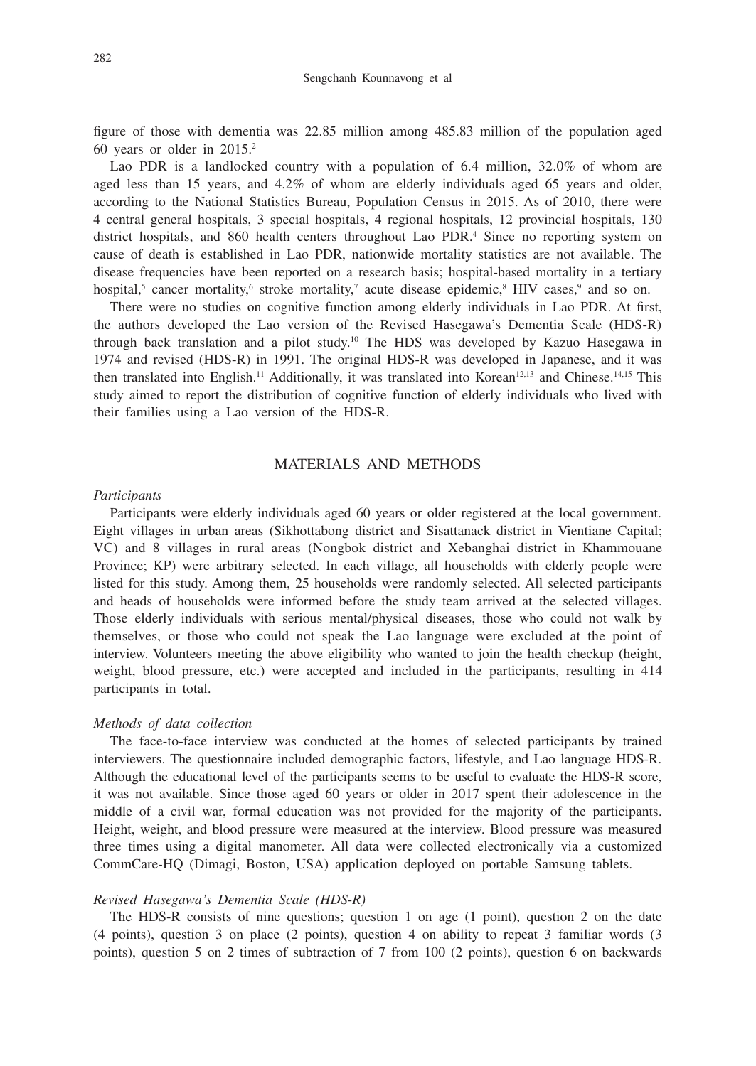figure of those with dementia was 22.85 million among 485.83 million of the population aged 60 years or older in 2015.[2]

Lao PDR is a landlocked country with a population of 6.4 million, 32.0% of whom are aged less than 15 years, and 4.2% of whom are elderly individuals aged 65 years and older, according to the National Statistics Bureau, Population Census in 2015. As of 2010, there were 4 central general hospitals, 3 special hospitals, 4 regional hospitals, 12 provincial hospitals, 130 district hospitals, and 860 health centers throughout Lao PDR.[4] Since no reporting system on cause of death is established in Lao PDR, nationwide mortality statistics are not available. The disease frequencies have been reported on a research basis; hospital-based mortality in a tertiary hospital,[5] cancer mortality,[6] stroke mortality,[7] acute disease epidemic,[8] HIV cases,[9] and so on.

There were no studies on cognitive function among elderly individuals in Lao PDR. At first, the authors developed the Lao version of the Revised Hasegawa's Dementia Scale (HDS-R) through back translation and a pilot study.[10] The HDS was developed by Kazuo Hasegawa in 1974 and revised (HDS-R) in 1991. The original HDS-R was developed in Japanese, and it was then translated into English.[11] Additionally, it was translated into Korean[12,13] and Chinese.[14,15] This study aimed to report the distribution of cognitive function of elderly individuals who lived with their families using a Lao version of the HDS-R.

## MATERIALS AND METHODS

### *Participants*

Participants were elderly individuals aged 60 years or older registered at the local government. Eight villages in urban areas (Sikhottabong district and Sisattanack district in Vientiane Capital; VC) and 8 villages in rural areas (Nongbok district and Xebanghai district in Khammouane Province; KP) were arbitrary selected. In each village, all households with elderly people were listed for this study. Among them, 25 households were randomly selected. All selected participants and heads of households were informed before the study team arrived at the selected villages. Those elderly individuals with serious mental/physical diseases, those who could not walk by themselves, or those who could not speak the Lao language were excluded at the point of interview. Volunteers meeting the above eligibility who wanted to join the health checkup (height, weight, blood pressure, etc.) were accepted and included in the participants, resulting in 414 participants in total.

### *Methods of data collection*

The face-to-face interview was conducted at the homes of selected participants by trained interviewers. The questionnaire included demographic factors, lifestyle, and Lao language HDS-R. Although the educational level of the participants seems to be useful to evaluate the HDS-R score, it was not available. Since those aged 60 years or older in 2017 spent their adolescence in the middle of a civil war, formal education was not provided for the majority of the participants. Height, weight, and blood pressure were measured at the interview. Blood pressure was measured three times using a digital manometer. All data were collected electronically via a customized CommCare-HQ (Dimagi, Boston, USA) application deployed on portable Samsung tablets.

### *Revised Hasegawa's Dementia Scale (HDS-R)*

The HDS-R consists of nine questions; question 1 on age (1 point), question 2 on the date (4 points), question 3 on place (2 points), question 4 on ability to repeat 3 familiar words (3 points), question 5 on 2 times of subtraction of 7 from 100 (2 points), question 6 on backwards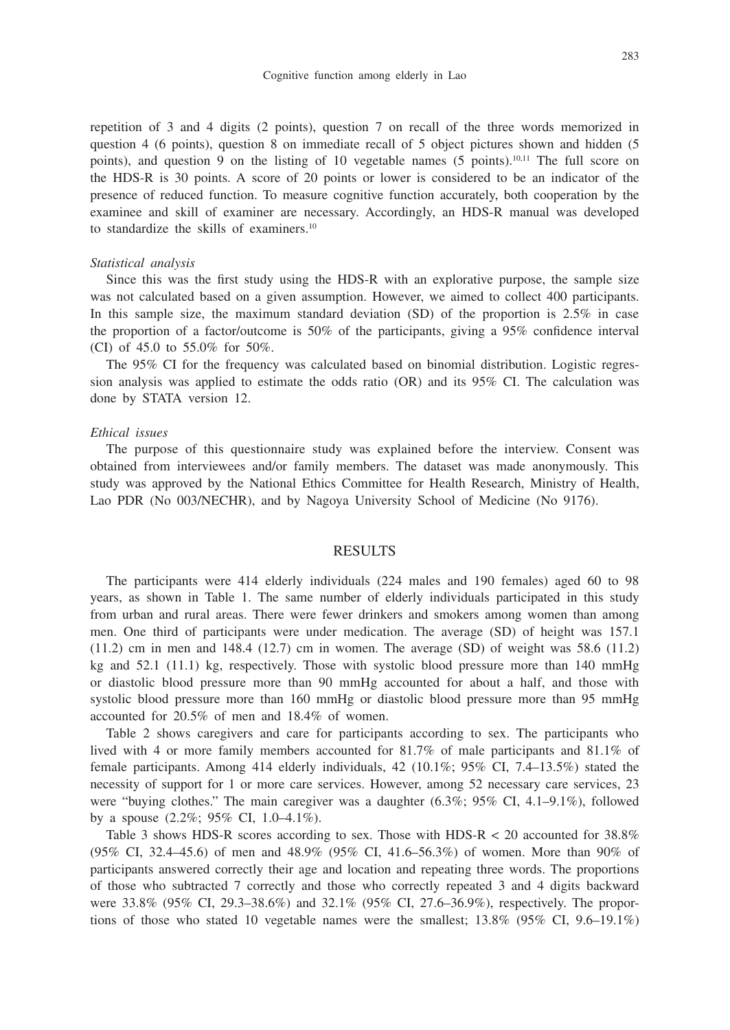repetition of 3 and 4 digits (2 points), question 7 on recall of the three words memorized in question 4 (6 points), question 8 on immediate recall of 5 object pictures shown and hidden (5 points), and question 9 on the listing of 10 vegetable names (5 points).[10,11] The full score on the HDS-R is 30 points. A score of 20 points or lower is considered to be an indicator of the presence of reduced function. To measure cognitive function accurately, both cooperation by the examinee and skill of examiner are necessary. Accordingly, an HDS-R manual was developed to standardize the skills of examiners.[10]

*Statistical analysis*

Since this was the first study using the HDS-R with an explorative purpose, the sample size was not calculated based on a given assumption. However, we aimed to collect 400 participants. In this sample size, the maximum standard deviation (SD) of the proportion is 2.5% in case the proportion of a factor/outcome is 50% of the participants, giving a 95% confidence interval (CI) of 45.0 to 55.0% for 50%.

The 95% CI for the frequency was calculated based on binomial distribution. Logistic regression analysis was applied to estimate the odds ratio (OR) and its 95% CI. The calculation was done by STATA version 12.

*Ethical issues*

The purpose of this questionnaire study was explained before the interview. Consent was obtained from interviewees and/or family members. The dataset was made anonymously. This study was approved by the National Ethics Committee for Health Research, Ministry of Health, Lao PDR (No 003/NECHR), and by Nagoya University School of Medicine (No 9176).

## RESULTS

The participants were 414 elderly individuals (224 males and 190 females) aged 60 to 98 years, as shown in Table 1. The same number of elderly individuals participated in this study from urban and rural areas. There were fewer drinkers and smokers among women than among men. One third of participants were under medication. The average (SD) of height was 157.1 (11.2) cm in men and 148.4 (12.7) cm in women. The average (SD) of weight was 58.6 (11.2) kg and 52.1 (11.1) kg, respectively. Those with systolic blood pressure more than 140 mmHg or diastolic blood pressure more than 90 mmHg accounted for about a half, and those with systolic blood pressure more than 160 mmHg or diastolic blood pressure more than 95 mmHg accounted for 20.5% of men and 18.4% of women.

Table 2 shows caregivers and care for participants according to sex. The participants who lived with 4 or more family members accounted for 81.7% of male participants and 81.1% of female participants. Among 414 elderly individuals, 42 (10.1%; 95% CI, 7.4–13.5%) stated the necessity of support for 1 or more care services. However, among 52 necessary care services, 23 were "buying clothes." The main caregiver was a daughter (6.3%; 95% CI, 4.1–9.1%), followed by a spouse (2.2%; 95% CI, 1.0–4.1%).

Table 3 shows HDS-R scores according to sex. Those with HDS-R < 20 accounted for 38.8% (95% CI, 32.4–45.6) of men and 48.9% (95% CI, 41.6–56.3%) of women. More than 90% of participants answered correctly their age and location and repeating three words. The proportions of those who subtracted 7 correctly and those who correctly repeated 3 and 4 digits backward were 33.8% (95% CI, 29.3–38.6%) and 32.1% (95% CI, 27.6–36.9%), respectively. The proportions of those who stated 10 vegetable names were the smallest; 13.8% (95% CI, 9.6–19.1%)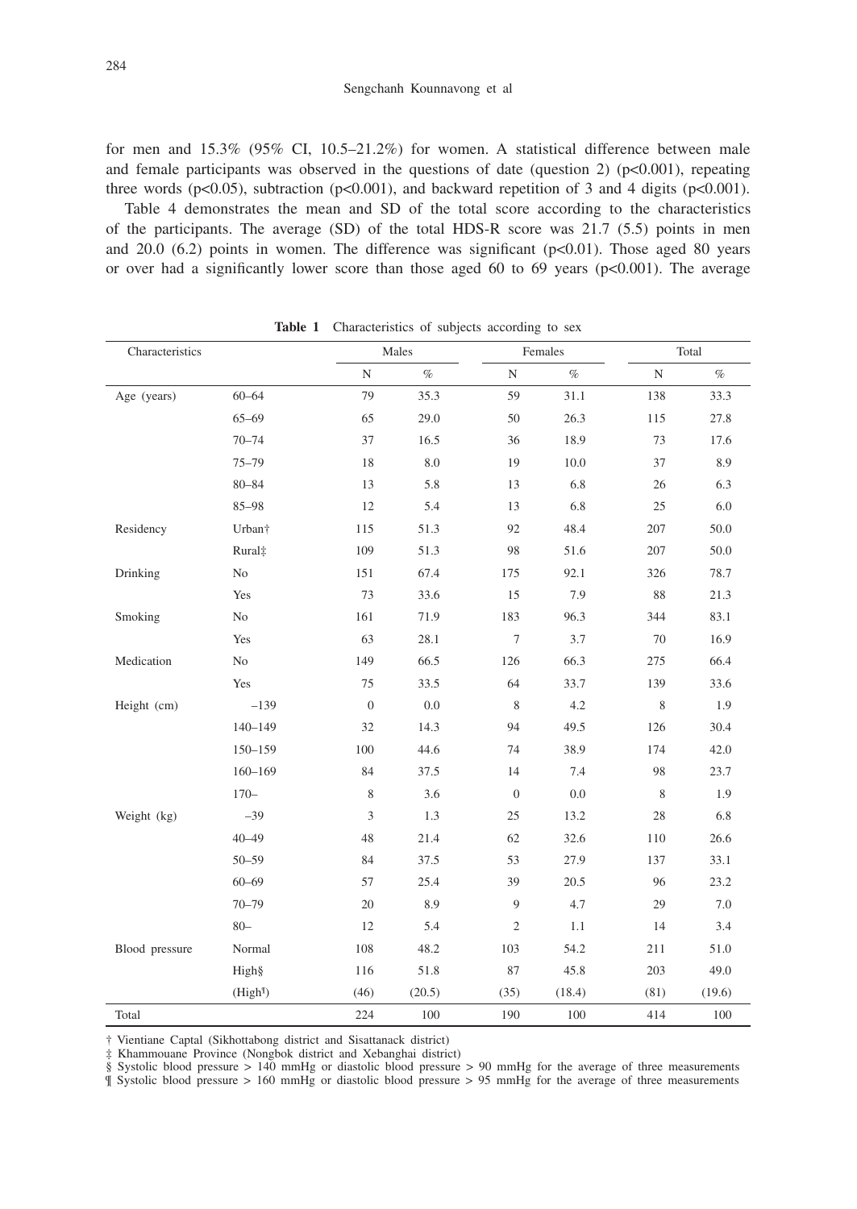for men and 15.3% (95% CI, 10.5–21.2%) for women. A statistical difference between male and female participants was observed in the questions of date (question 2) ($p<0.001$), repeating three words ($p<0.05$), subtraction ($p<0.001$), and backward repetition of 3 and 4 digits ($p<0.001$).

Table 4 demonstrates the mean and SD of the total score according to the characteristics of the participants. The average (SD) of the total HDS-R score was 21.7 (5.5) points in men and 20.0 (6.2) points in women. The difference was significant ($p<0.01$). Those aged 80 years or over had a significantly lower score than those aged 60 to 69 years ($p<0.001$). The average

**Table 1** Characteristics of subjects according to sex

| Characteristics | | Males | | Females | | Total | |
|---|---|---|---|---|---|---|---|
| | | N | % | N | % | N | % |
| Age (years) | 60–64 | 79 | 35.3 | 59 | 31.1 | 138 | 33.3 |
| | 65–69 | 65 | 29.0 | 50 | 26.3 | 115 | 27.8 |
| | 70–74 | 37 | 16.5 | 36 | 18.9 | 73 | 17.6 |
| | 75–79 | 18 | 8.0 | 19 | 10.0 | 37 | 8.9 |
| | 80–84 | 13 | 5.8 | 13 | 6.8 | 26 | 6.3 |
| | 85–98 | 12 | 5.4 | 13 | 6.8 | 25 | 6.0 |
| Residency | Urban† | 115 | 51.3 | 92 | 48.4 | 207 | 50.0 |
| | Rural‡ | 109 | 51.3 | 98 | 51.6 | 207 | 50.0 |
| Drinking | No | 151 | 67.4 | 175 | 92.1 | 326 | 78.7 |
| | Yes | 73 | 33.6 | 15 | 7.9 | 88 | 21.3 |
| Smoking | No | 161 | 71.9 | 183 | 96.3 | 344 | 83.1 |
| | Yes | 63 | 28.1 | 7 | 3.7 | 70 | 16.9 |
| Medication | No | 149 | 66.5 | 126 | 66.3 | 275 | 66.4 |
| | Yes | 75 | 33.5 | 64 | 33.7 | 139 | 33.6 |
| Height (cm) | –139 | 0 | 0.0 | 8 | 4.2 | 8 | 1.9 |
| | 140–149 | 32 | 14.3 | 94 | 49.5 | 126 | 30.4 |
| | 150–159 | 100 | 44.6 | 74 | 38.9 | 174 | 42.0 |
| | 160–169 | 84 | 37.5 | 14 | 7.4 | 98 | 23.7 |
| | 170– | 8 | 3.6 | 0 | 0.0 | 8 | 1.9 |
| Weight (kg) | –39 | 3 | 1.3 | 25 | 13.2 | 28 | 6.8 |
| | 40–49 | 48 | 21.4 | 62 | 32.6 | 110 | 26.6 |
| | 50–59 | 84 | 37.5 | 53 | 27.9 | 137 | 33.1 |
| | 60–69 | 57 | 25.4 | 39 | 20.5 | 96 | 23.2 |
| | 70–79 | 20 | 8.9 | 9 | 4.7 | 29 | 7.0 |
| | 80– | 12 | 5.4 | 2 | 1.1 | 14 | 3.4 |
| Blood pressure | Normal | 108 | 48.2 | 103 | 54.2 | 211 | 51.0 |
| | High§ | 116 | 51.8 | 87 | 45.8 | 203 | 49.0 |
| | (High¶) | (46) | (20.5) | (35) | (18.4) | (81) | (19.6) |
| Total | | 224 | 100 | 190 | 100 | 414 | 100 |

† Vientiane Captal (Sikhottabong district and Sisattanack district)
‡ Khammouane Province (Nongbok district and Xebanghai district)
§ Systolic blood pressure > 140 mmHg or diastolic blood pressure > 90 mmHg for the average of three measurements
¶ Systolic blood pressure > 160 mmHg or diastolic blood pressure > 95 mmHg for the average of three measurements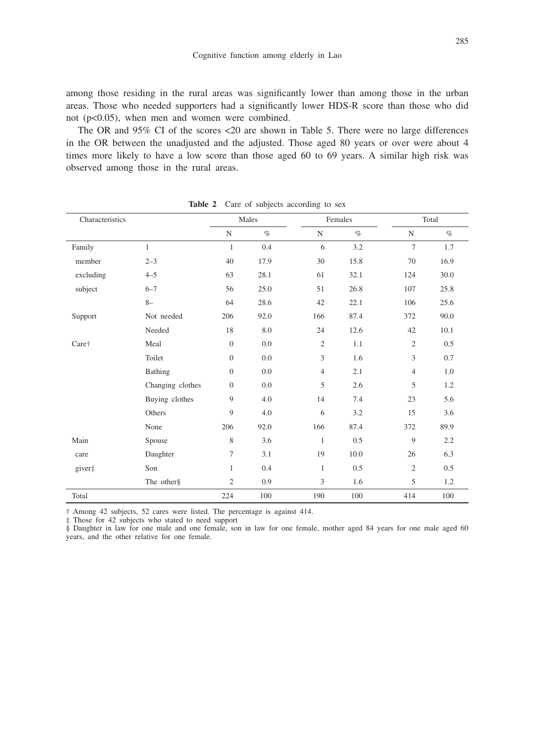among those residing in the rural areas was significantly lower than among those in the urban areas. Those who needed supporters had a significantly lower HDS-R score than those who did not ($p<0.05$), when men and women were combined.

The OR and 95% CI of the scores <20 are shown in Table 5. There were no large differences in the OR between the unadjusted and the adjusted. Those aged 80 years or over were about 4 times more likely to have a low score than those aged 60 to 69 years. A similar high risk was observed among those in the rural areas.

**Table 2** Care of subjects according to sex

| Characteristics | | Males | | Females | | Total | |
|---|---|---|---|---|---|---|---|
| | | N | % | N | % | N | % |
| Family member excluding subject | 1 | 1 | 0.4 | 6 | 3.2 | 7 | 1.7 |
| | 2–3 | 40 | 17.9 | 30 | 15.8 | 70 | 16.9 |
| | 4–5 | 63 | 28.1 | 61 | 32.1 | 124 | 30.0 |
| | 6–7 | 56 | 25.0 | 51 | 26.8 | 107 | 25.8 |
| | 8– | 64 | 28.6 | 42 | 22.1 | 106 | 25.6 |
| Support | Not needed | 206 | 92.0 | 166 | 87.4 | 372 | 90.0 |
| | Needed | 18 | 8.0 | 24 | 12.6 | 42 | 10.1 |
| Care† | Meal | 0 | 0.0 | 2 | 1.1 | 2 | 0.5 |
| | Toilet | 0 | 0.0 | 3 | 1.6 | 3 | 0.7 |
| | Bathing | 0 | 0.0 | 4 | 2.1 | 4 | 1.0 |
| | Changing clothes | 0 | 0.0 | 5 | 2.6 | 5 | 1.2 |
| | Buying clothes | 9 | 4.0 | 14 | 7.4 | 23 | 5.6 |
| | Others | 9 | 4.0 | 6 | 3.2 | 15 | 3.6 |
| | None | 206 | 92.0 | 166 | 87.4 | 372 | 89.9 |
| Main care giver‡ | Spouse | 8 | 3.6 | 1 | 0.5 | 9 | 2.2 |
| | Daughter | 7 | 3.1 | 19 | 10.0 | 26 | 6.3 |
| | Son | 1 | 0.4 | 1 | 0.5 | 2 | 0.5 |
| | The other§ | 2 | 0.9 | 3 | 1.6 | 5 | 1.2 |
| Total | | 224 | 100 | 190 | 100 | 414 | 100 |

† Among 42 subjects, 52 cares were listed. The percentage is against 414.
‡ Those for 42 subjects who stated to need support
§ Daughter in law for one male and one female, son in law for one female, mother aged 84 years for one male aged 60 years, and the other relative for one female.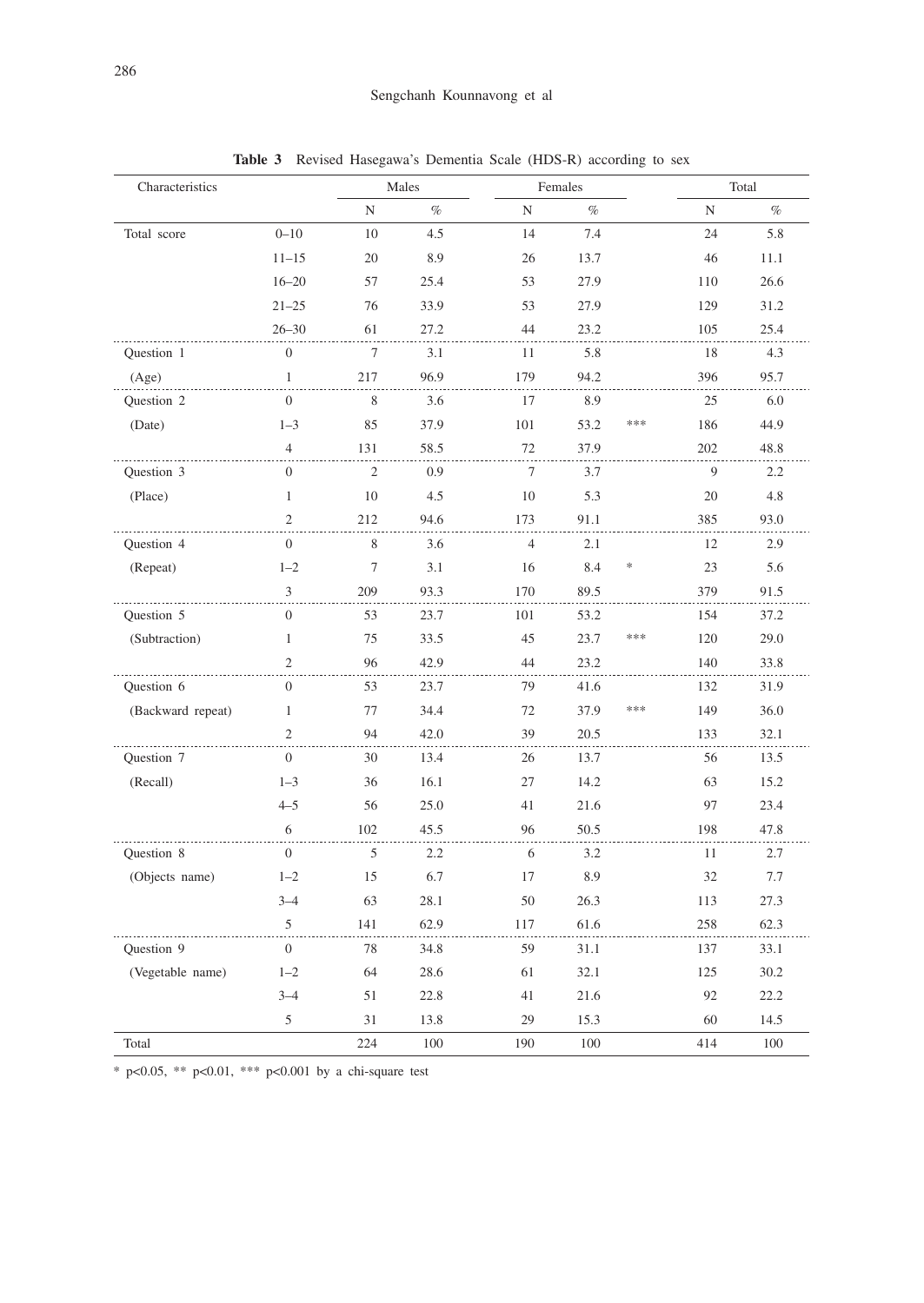**Table 3** Revised Hasegawa's Dementia Scale (HDS-R) according to sex

| Characteristics | | Males | | Females | | | Total | |
|---|---|---|---|---|---|---|---|---|
| | | N | % | N | % | | N | % |
| Total score | 0–10 | 10 | 4.5 | 14 | 7.4 | | 24 | 5.8 |
| | 11–15 | 20 | 8.9 | 26 | 13.7 | | 46 | 11.1 |
| | 16–20 | 57 | 25.4 | 53 | 27.9 | | 110 | 26.6 |
| | 21–25 | 76 | 33.9 | 53 | 27.9 | | 129 | 31.2 |
| | 26–30 | 61 | 27.2 | 44 | 23.2 | | 105 | 25.4 |
| Question 1 | 0 | 7 | 3.1 | 11 | 5.8 | | 18 | 4.3 |
| (Age) | 1 | 217 | 96.9 | 179 | 94.2 | | 396 | 95.7 |
| Question 2 | 0 | 8 | 3.6 | 17 | 8.9 | | 25 | 6.0 |
| (Date) | 1–3 | 85 | 37.9 | 101 | 53.2 | *** | 186 | 44.9 |
| | 4 | 131 | 58.5 | 72 | 37.9 | | 202 | 48.8 |
| Question 3 | 0 | 2 | 0.9 | 7 | 3.7 | | 9 | 2.2 |
| (Place) | 1 | 10 | 4.5 | 10 | 5.3 | | 20 | 4.8 |
| | 2 | 212 | 94.6 | 173 | 91.1 | | 385 | 93.0 |
| Question 4 | 0 | 8 | 3.6 | 4 | 2.1 | | 12 | 2.9 |
| (Repeat) | 1–2 | 7 | 3.1 | 16 | 8.4 | * | 23 | 5.6 |
| | 3 | 209 | 93.3 | 170 | 89.5 | | 379 | 91.5 |
| Question 5 | 0 | 53 | 23.7 | 101 | 53.2 | | 154 | 37.2 |
| (Subtraction) | 1 | 75 | 33.5 | 45 | 23.7 | *** | 120 | 29.0 |
| | 2 | 96 | 42.9 | 44 | 23.2 | | 140 | 33.8 |
| Question 6 | 0 | 53 | 23.7 | 79 | 41.6 | | 132 | 31.9 |
| (Backward repeat) | 1 | 77 | 34.4 | 72 | 37.9 | *** | 149 | 36.0 |
| | 2 | 94 | 42.0 | 39 | 20.5 | | 133 | 32.1 |
| Question 7 | 0 | 30 | 13.4 | 26 | 13.7 | | 56 | 13.5 |
| (Recall) | 1–3 | 36 | 16.1 | 27 | 14.2 | | 63 | 15.2 |
| | 4–5 | 56 | 25.0 | 41 | 21.6 | | 97 | 23.4 |
| | 6 | 102 | 45.5 | 96 | 50.5 | | 198 | 47.8 |
| Question 8 | 0 | 5 | 2.2 | 6 | 3.2 | | 11 | 2.7 |
| (Objects name) | 1–2 | 15 | 6.7 | 17 | 8.9 | | 32 | 7.7 |
| | 3–4 | 63 | 28.1 | 50 | 26.3 | | 113 | 27.3 |
| | 5 | 141 | 62.9 | 117 | 61.6 | | 258 | 62.3 |
| Question 9 | 0 | 78 | 34.8 | 59 | 31.1 | | 137 | 33.1 |
| (Vegetable name) | 1–2 | 64 | 28.6 | 61 | 32.1 | | 125 | 30.2 |
| | 3–4 | 51 | 22.8 | 41 | 21.6 | | 92 | 22.2 |
| | 5 | 31 | 13.8 | 29 | 15.3 | | 60 | 14.5 |
| Total | | 224 | 100 | 190 | 100 | | 414 | 100 |

* $p<0.05$, ** $p<0.01$, *** $p<0.001$ by a chi-square test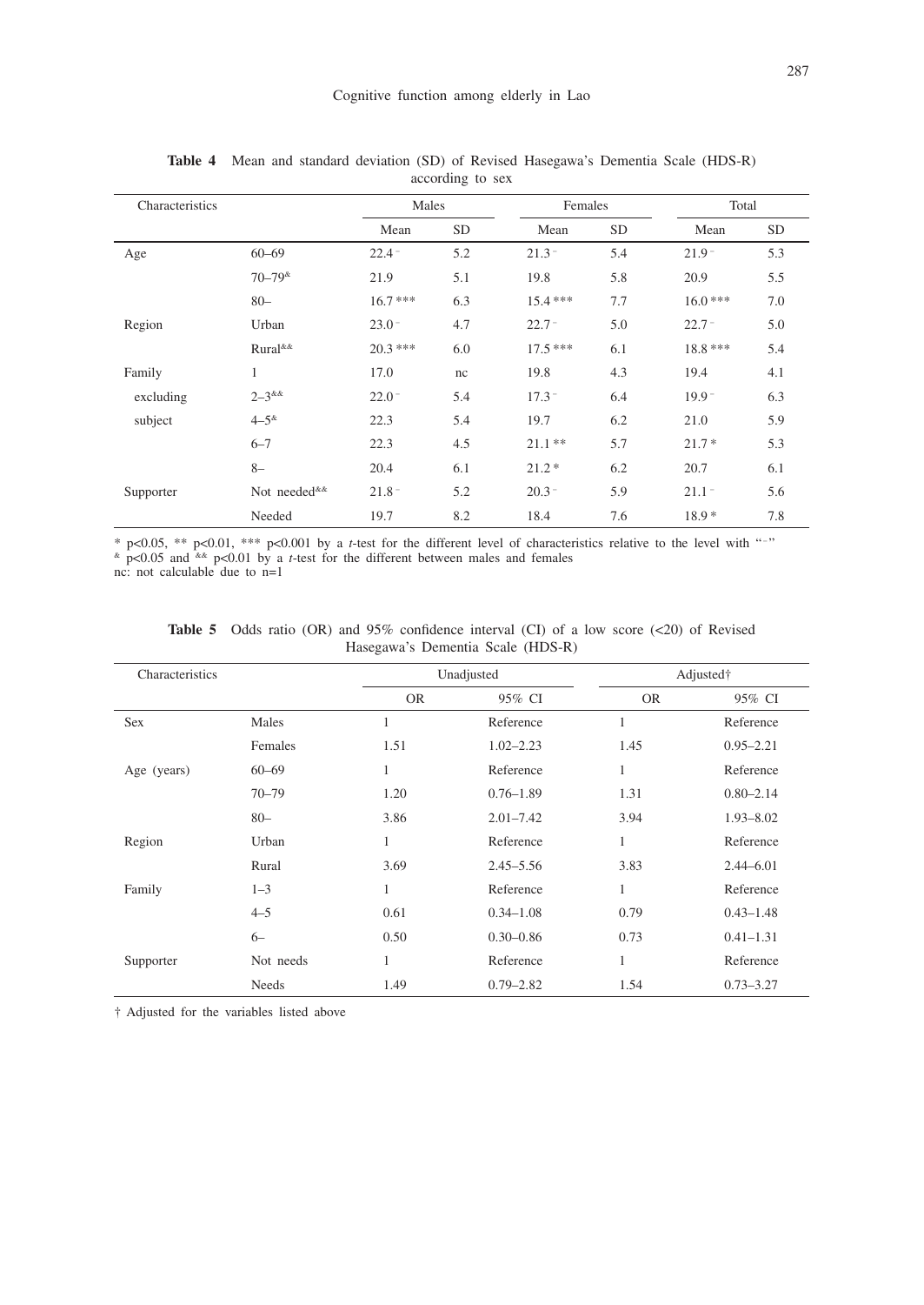**Table 4** Mean and standard deviation (SD) of Revised Hasegawa's Dementia Scale (HDS-R) according to sex

| Characteristics | | Males | | Females | | Total | |
|---|---|---|---|---|---|---|---|
| | | Mean | SD | Mean | SD | Mean | SD |
| Age | 60–69 | 22.4 ⁻ | 5.2 | 21.3 ⁻ | 5.4 | 21.9 ⁻ | 5.3 |
| | 70–79[&] | 21.9 | 5.1 | 19.8 | 5.8 | 20.9 | 5.5 |
| | 80– | 16.7 *** | 6.3 | 15.4 *** | 7.7 | 16.0 *** | 7.0 |
| Region | Urban | 23.0 ⁻ | 4.7 | 22.7 ⁻ | 5.0 | 22.7 ⁻ | 5.0 |
| | Rural[&&] | 20.3 *** | 6.0 | 17.5 *** | 6.1 | 18.8 *** | 5.4 |
| Family excluding subject | 1 | 17.0 | nc | 19.8 | 4.3 | 19.4 | 4.1 |
| | 2–3[&&] | 22.0 ⁻ | 5.4 | 17.3 ⁻ | 6.4 | 19.9 ⁻ | 6.3 |
| | 4–5[&] | 22.3 | 5.4 | 19.7 | 6.2 | 21.0 | 5.9 |
| | 6–7 | 22.3 | 4.5 | 21.1 ** | 5.7 | 21.7 * | 5.3 |
| | 8– | 20.4 | 6.1 | 21.2 * | 6.2 | 20.7 | 6.1 |
| Supporter | Not needed[&&] | 21.8 ⁻ | 5.2 | 20.3 ⁻ | 5.9 | 21.1 ⁻ | 5.6 |
| | Needed | 19.7 | 8.2 | 18.4 | 7.6 | 18.9 * | 7.8 |

\* p<0.05, ** p<0.01, *** p<0.001 by a *t*-test for the different level of characteristics relative to the level with "⁻"
[&] p<0.05 and [&&] p<0.01 by a *t*-test for the different between males and females
nc: not calculable due to n=1

**Table 5** Odds ratio (OR) and 95% confidence interval (CI) of a low score (<20) of Revised Hasegawa's Dementia Scale (HDS-R)

| Characteristics | | Unadjusted | | Adjusted† | |
|---|---|---|---|---|---|
| | | OR | 95% CI | OR | 95% CI |
| Sex | Males | 1 | Reference | 1 | Reference |
| | Females | 1.51 | 1.02–2.23 | 1.45 | 0.95–2.21 |
| Age (years) | 60–69 | 1 | Reference | 1 | Reference |
| | 70–79 | 1.20 | 0.76–1.89 | 1.31 | 0.80–2.14 |
| | 80– | 3.86 | 2.01–7.42 | 3.94 | 1.93–8.02 |
| Region | Urban | 1 | Reference | 1 | Reference |
| | Rural | 3.69 | 2.45–5.56 | 3.83 | 2.44–6.01 |
| Family | 1–3 | 1 | Reference | 1 | Reference |
| | 4–5 | 0.61 | 0.34–1.08 | 0.79 | 0.43–1.48 |
| | 6– | 0.50 | 0.30–0.86 | 0.73 | 0.41–1.31 |
| Supporter | Not needs | 1 | Reference | 1 | Reference |
| | Needs | 1.49 | 0.79–2.82 | 1.54 | 0.73–3.27 |

† Adjusted for the variables listed above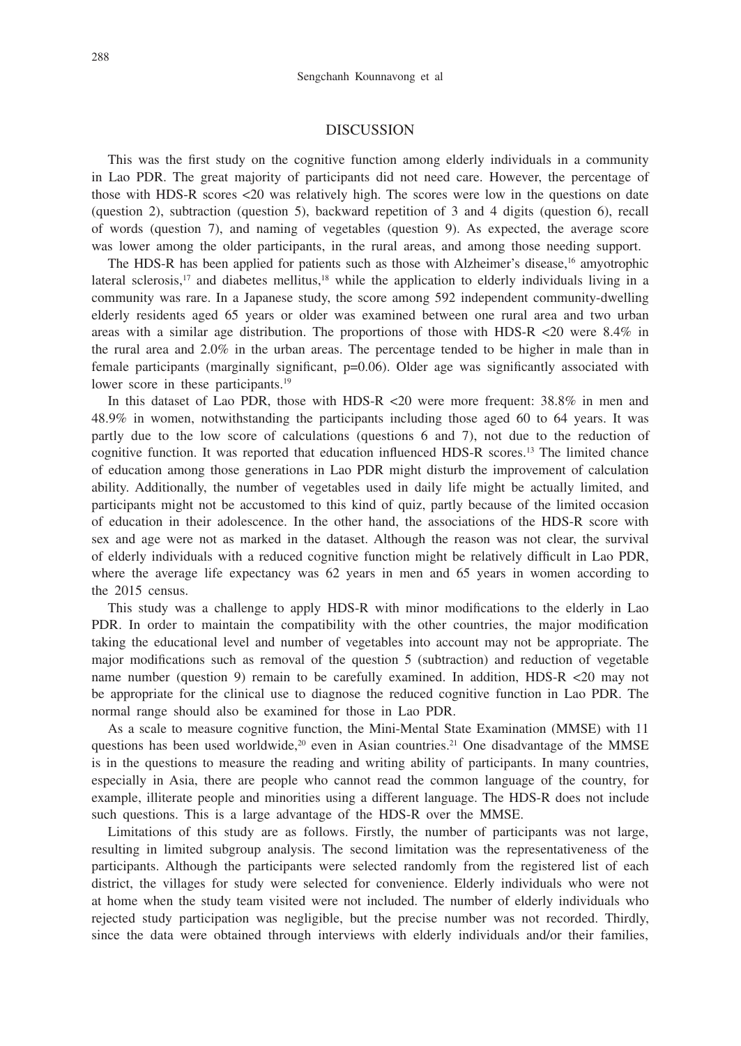## DISCUSSION

This was the first study on the cognitive function among elderly individuals in a community in Lao PDR. The great majority of participants did not need care. However, the percentage of those with HDS-R scores <20 was relatively high. The scores were low in the questions on date (question 2), subtraction (question 5), backward repetition of 3 and 4 digits (question 6), recall of words (question 7), and naming of vegetables (question 9). As expected, the average score was lower among the older participants, in the rural areas, and among those needing support.

The HDS-R has been applied for patients such as those with Alzheimer's disease,[16] amyotrophic lateral sclerosis,[17] and diabetes mellitus,[18] while the application to elderly individuals living in a community was rare. In a Japanese study, the score among 592 independent community-dwelling elderly residents aged 65 years or older was examined between one rural area and two urban areas with a similar age distribution. The proportions of those with HDS-R <20 were 8.4% in the rural area and 2.0% in the urban areas. The percentage tended to be higher in male than in female participants (marginally significant, p=0.06). Older age was significantly associated with lower score in these participants.[19]

In this dataset of Lao PDR, those with HDS-R <20 were more frequent: 38.8% in men and 48.9% in women, notwithstanding the participants including those aged 60 to 64 years. It was partly due to the low score of calculations (questions 6 and 7), not due to the reduction of cognitive function. It was reported that education influenced HDS-R scores.[13] The limited chance of education among those generations in Lao PDR might disturb the improvement of calculation ability. Additionally, the number of vegetables used in daily life might be actually limited, and participants might not be accustomed to this kind of quiz, partly because of the limited occasion of education in their adolescence. In the other hand, the associations of the HDS-R score with sex and age were not as marked in the dataset. Although the reason was not clear, the survival of elderly individuals with a reduced cognitive function might be relatively difficult in Lao PDR, where the average life expectancy was 62 years in men and 65 years in women according to the 2015 census.

This study was a challenge to apply HDS-R with minor modifications to the elderly in Lao PDR. In order to maintain the compatibility with the other countries, the major modification taking the educational level and number of vegetables into account may not be appropriate. The major modifications such as removal of the question 5 (subtraction) and reduction of vegetable name number (question 9) remain to be carefully examined. In addition, HDS-R <20 may not be appropriate for the clinical use to diagnose the reduced cognitive function in Lao PDR. The normal range should also be examined for those in Lao PDR.

As a scale to measure cognitive function, the Mini-Mental State Examination (MMSE) with 11 questions has been used worldwide,[20] even in Asian countries.[21] One disadvantage of the MMSE is in the questions to measure the reading and writing ability of participants. In many countries, especially in Asia, there are people who cannot read the common language of the country, for example, illiterate people and minorities using a different language. The HDS-R does not include such questions. This is a large advantage of the HDS-R over the MMSE.

Limitations of this study are as follows. Firstly, the number of participants was not large, resulting in limited subgroup analysis. The second limitation was the representativeness of the participants. Although the participants were selected randomly from the registered list of each district, the villages for study were selected for convenience. Elderly individuals who were not at home when the study team visited were not included. The number of elderly individuals who rejected study participation was negligible, but the precise number was not recorded. Thirdly, since the data were obtained through interviews with elderly individuals and/or their families,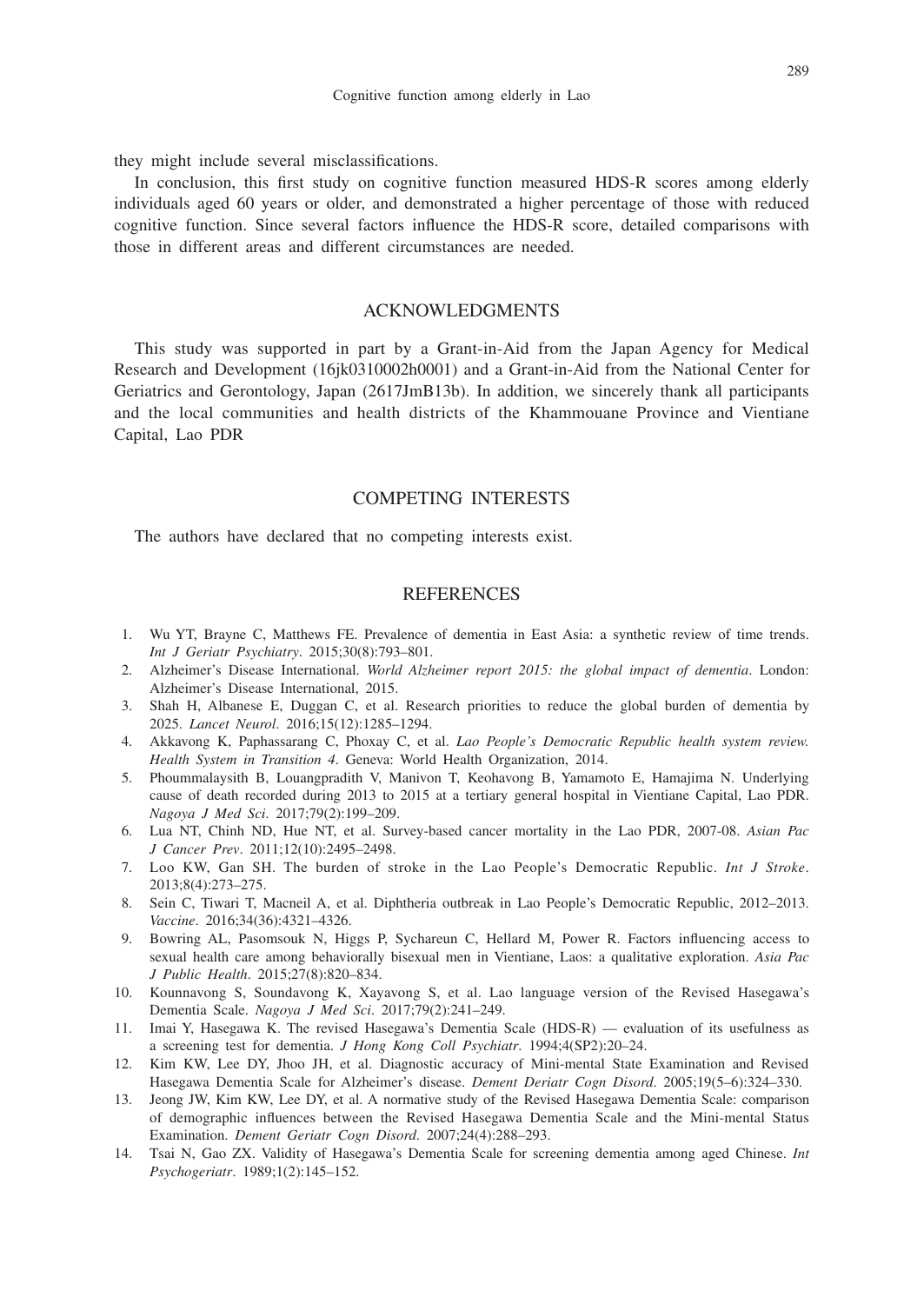they might include several misclassifications.

In conclusion, this first study on cognitive function measured HDS-R scores among elderly individuals aged 60 years or older, and demonstrated a higher percentage of those with reduced cognitive function. Since several factors influence the HDS-R score, detailed comparisons with those in different areas and different circumstances are needed.

## ACKNOWLEDGMENTS

This study was supported in part by a Grant-in-Aid from the Japan Agency for Medical Research and Development (16jk0310002h0001) and a Grant-in-Aid from the National Center for Geriatrics and Gerontology, Japan (2617JmB13b). In addition, we sincerely thank all participants and the local communities and health districts of the Khammouane Province and Vientiane Capital, Lao PDR

## COMPETING INTERESTS

The authors have declared that no competing interests exist.

## REFERENCES

1. Wu YT, Brayne C, Matthews FE. Prevalence of dementia in East Asia: a synthetic review of time trends. *Int J Geriatr Psychiatry*. 2015;30(8):793–801.
2. Alzheimer's Disease International. *World Alzheimer report 2015: the global impact of dementia*. London: Alzheimer's Disease International, 2015.
3. Shah H, Albanese E, Duggan C, et al. Research priorities to reduce the global burden of dementia by 2025. *Lancet Neurol*. 2016;15(12):1285–1294.
4. Akkavong K, Paphassarang C, Phoxay C, et al. *Lao People's Democratic Republic health system review. Health System in Transition 4*. Geneva: World Health Organization, 2014.
5. Phoummalaysith B, Louangpradith V, Manivon T, Keohavong B, Yamamoto E, Hamajima N. Underlying cause of death recorded during 2013 to 2015 at a tertiary general hospital in Vientiane Capital, Lao PDR. *Nagoya J Med Sci*. 2017;79(2):199–209.
6. Lua NT, Chinh ND, Hue NT, et al. Survey-based cancer mortality in the Lao PDR, 2007-08. *Asian Pac J Cancer Prev*. 2011;12(10):2495–2498.
7. Loo KW, Gan SH. The burden of stroke in the Lao People's Democratic Republic. *Int J Stroke*. 2013;8(4):273–275.
8. Sein C, Tiwari T, Macneil A, et al. Diphtheria outbreak in Lao People's Democratic Republic, 2012–2013. *Vaccine*. 2016;34(36):4321–4326.
9. Bowring AL, Pasomsouk N, Higgs P, Sychareun C, Hellard M, Power R. Factors influencing access to sexual health care among behaviorally bisexual men in Vientiane, Laos: a qualitative exploration. *Asia Pac J Public Health*. 2015;27(8):820–834.
10. Kounnavong S, Soundavong K, Xayavong S, et al. Lao language version of the Revised Hasegawa's Dementia Scale. *Nagoya J Med Sci*. 2017;79(2):241–249.
11. Imai Y, Hasegawa K. The revised Hasegawa's Dementia Scale (HDS-R) — evaluation of its usefulness as a screening test for dementia. *J Hong Kong Coll Psychiatr*. 1994;4(SP2):20–24.
12. Kim KW, Lee DY, Jhoo JH, et al. Diagnostic accuracy of Mini-mental State Examination and Revised Hasegawa Dementia Scale for Alzheimer's disease. *Dement Deriatr Cogn Disord*. 2005;19(5–6):324–330.
13. Jeong JW, Kim KW, Lee DY, et al. A normative study of the Revised Hasegawa Dementia Scale: comparison of demographic influences between the Revised Hasegawa Dementia Scale and the Mini-mental Status Examination. *Dement Geriatr Cogn Disord*. 2007;24(4):288–293.
14. Tsai N, Gao ZX. Validity of Hasegawa's Dementia Scale for screening dementia among aged Chinese. *Int Psychogeriatr*. 1989;1(2):145–152.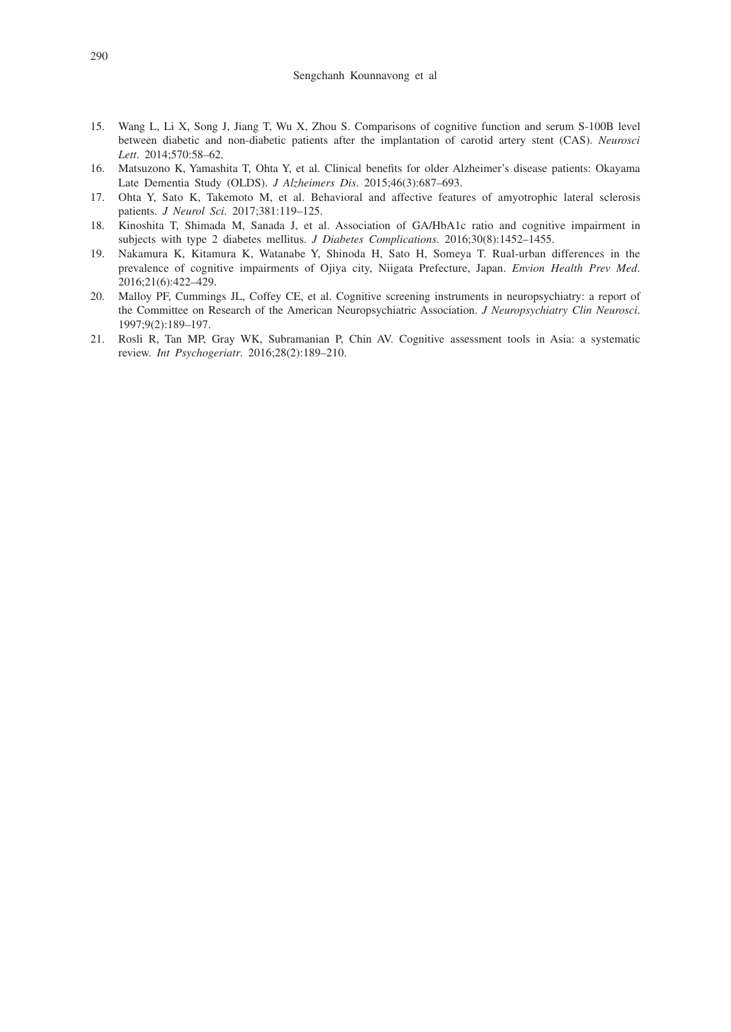15. Wang L, Li X, Song J, Jiang T, Wu X, Zhou S. Comparisons of cognitive function and serum S-100B level between diabetic and non-diabetic patients after the implantation of carotid artery stent (CAS). *Neurosci Lett*. 2014;570:58–62.
16. Matsuzono K, Yamashita T, Ohta Y, et al. Clinical benefits for older Alzheimer's disease patients: Okayama Late Dementia Study (OLDS). *J Alzheimers Dis*. 2015;46(3):687–693.
17. Ohta Y, Sato K, Takemoto M, et al. Behavioral and affective features of amyotrophic lateral sclerosis patients. *J Neurol Sci*. 2017;381:119–125.
18. Kinoshita T, Shimada M, Sanada J, et al. Association of GA/HbA1c ratio and cognitive impairment in subjects with type 2 diabetes mellitus. *J Diabetes Complications*. 2016;30(8):1452–1455.
19. Nakamura K, Kitamura K, Watanabe Y, Shinoda H, Sato H, Someya T. Rual-urban differences in the prevalence of cognitive impairments of Ojiya city, Niigata Prefecture, Japan. *Envion Health Prev Med*. 2016;21(6):422–429.
20. Malloy PF, Cummings JL, Coffey CE, et al. Cognitive screening instruments in neuropsychiatry: a report of the Committee on Research of the American Neuropsychiatric Association. *J Neuropsychiatry Clin Neurosci*. 1997;9(2):189–197.
21. Rosli R, Tan MP, Gray WK, Subramanian P, Chin AV. Cognitive assessment tools in Asia: a systematic review. *Int Psychogeriatr*. 2016;28(2):189–210.